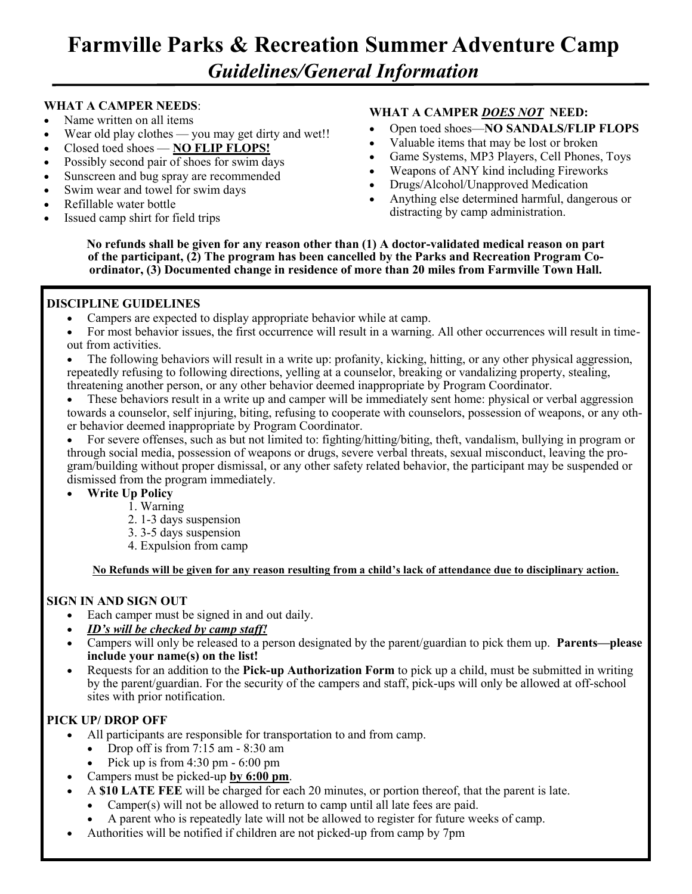# Farmville Parks & Recreation Summer Adventure Camp

## *Guidelines/General Information*

**WHAT A CAMPER NEEDS**:

- Name written on all items
- Wear old play clothes — you may get dirty and wet!!
- Closed toed shoes — **NO FLIP FLOPS!**
- Possibly second pair of shoes for swim days
- Sunscreen and bug spray are recommended
- Swim wear and towel for swim days
- Refillable water bottle
- Issued camp shirt for field trips

**WHAT A CAMPER *DOES NOT* NEED:**

- Open toed shoes—**NO SANDALS/FLIP FLOPS**
- Valuable items that may be lost or broken
- Game Systems, MP3 Players, Cell Phones, Toys
- Weapons of ANY kind including Fireworks
- Drugs/Alcohol/Unapproved Medication
- Anything else determined harmful, dangerous or distracting by camp administration.

**No refunds shall be given for any reason other than (1) A doctor-validated medical reason on part of the participant, (2) The program has been cancelled by the Parks and Recreation Program Co-ordinator, (3) Documented change in residence of more than 20 miles from Farmville Town Hall.**

**DISCIPLINE GUIDELINES**

- Campers are expected to display appropriate behavior while at camp.
- For most behavior issues, the first occurrence will result in a warning. All other occurrences will result in time-out from activities.
- The following behaviors will result in a write up: profanity, kicking, hitting, or any other physical aggression, repeatedly refusing to following directions, yelling at a counselor, breaking or vandalizing property, stealing, threatening another person, or any other behavior deemed inappropriate by Program Coordinator.
- These behaviors result in a write up and camper will be immediately sent home: physical or verbal aggression towards a counselor, self injuring, biting, refusing to cooperate with counselors, possession of weapons, or any other behavior deemed inappropriate by Program Coordinator.
- For severe offenses, such as but not limited to: fighting/hitting/biting, theft, vandalism, bullying in program or through social media, possession of weapons or drugs, severe verbal threats, sexual misconduct, leaving the program/building without proper dismissal, or any other safety related behavior, the participant may be suspended or dismissed from the program immediately.
- **Write Up Policy**
    1. Warning
    2. 1-3 days suspension
    3. 3-5 days suspension
    4. Expulsion from camp

**No Refunds will be given for any reason resulting from a child's lack of attendance due to disciplinary action.**

**SIGN IN AND SIGN OUT**

- Each camper must be signed in and out daily.
- ***ID's will be checked by camp staff!***
- Campers will only be released to a person designated by the parent/guardian to pick them up. **Parents—please include your name(s) on the list!**
- Requests for an addition to the **Pick-up Authorization Form** to pick up a child, must be submitted in writing by the parent/guardian. For the security of the campers and staff, pick-ups will only be allowed at off-school sites with prior notification.

**PICK UP/ DROP OFF**

- All participants are responsible for transportation to and from camp.
    - Drop off is from 7:15 am - 8:30 am
    - Pick up is from 4:30 pm - 6:00 pm
- Campers must be picked-up **by 6:00 pm**.
- A **$10 LATE FEE** will be charged for each 20 minutes, or portion thereof, that the parent is late.
    - Camper(s) will not be allowed to return to camp until all late fees are paid.
    - A parent who is repeatedly late will not be allowed to register for future weeks of camp.
- Authorities will be notified if children are not picked-up from camp by 7pm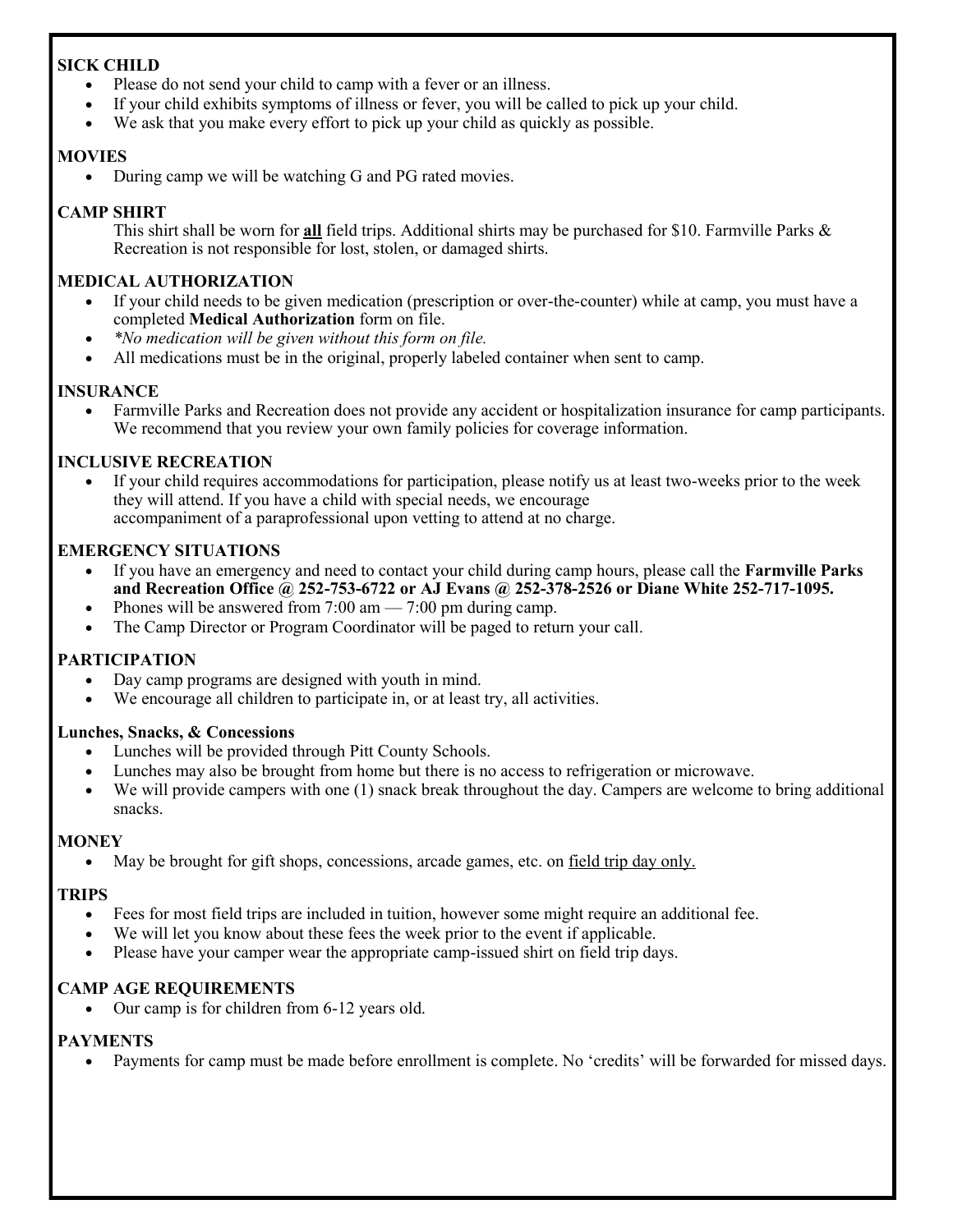## SICK CHILD

- Please do not send your child to camp with a fever or an illness.
- If your child exhibits symptoms of illness or fever, you will be called to pick up your child.
- We ask that you make every effort to pick up your child as quickly as possible.

## MOVIES

- During camp we will be watching G and PG rated movies.

## CAMP SHIRT

This shirt shall be worn for **<u>all</u>** field trips. Additional shirts may be purchased for $10. Farmville Parks & Recreation is not responsible for lost, stolen, or damaged shirts.

## MEDICAL AUTHORIZATION

- If your child needs to be given medication (prescription or over-the-counter) while at camp, you must have a completed **Medical Authorization** form on file.
- *\*No medication will be given without this form on file.*
- All medications must be in the original, properly labeled container when sent to camp.

## INSURANCE

- Farmville Parks and Recreation does not provide any accident or hospitalization insurance for camp participants. We recommend that you review your own family policies for coverage information.

## INCLUSIVE RECREATION

- If your child requires accommodations for participation, please notify us at least two-weeks prior to the week they will attend. If you have a child with special needs, we encourage accompaniment of a paraprofessional upon vetting to attend at no charge.

## EMERGENCY SITUATIONS

- If you have an emergency and need to contact your child during camp hours, please call the **Farmville Parks and Recreation Office @ 252-753-6722 or AJ Evans @ 252-378-2526 or Diane White 252-717-1095.**
- Phones will be answered from 7:00 am — 7:00 pm during camp.
- The Camp Director or Program Coordinator will be paged to return your call.

## PARTICIPATION

- Day camp programs are designed with youth in mind.
- We encourage all children to participate in, or at least try, all activities.

## Lunches, Snacks, & Concessions

- Lunches will be provided through Pitt County Schools.
- Lunches may also be brought from home but there is no access to refrigeration or microwave.
- We will provide campers with one (1) snack break throughout the day. Campers are welcome to bring additional snacks.

## MONEY

- May be brought for gift shops, concessions, arcade games, etc. on <u>field trip day only.</u>

## TRIPS

- Fees for most field trips are included in tuition, however some might require an additional fee.
- We will let you know about these fees the week prior to the event if applicable.
- Please have your camper wear the appropriate camp-issued shirt on field trip days.

## CAMP AGE REQUIREMENTS

- Our camp is for children from 6-12 years old.

## PAYMENTS

- Payments for camp must be made before enrollment is complete. No 'credits' will be forwarded for missed days.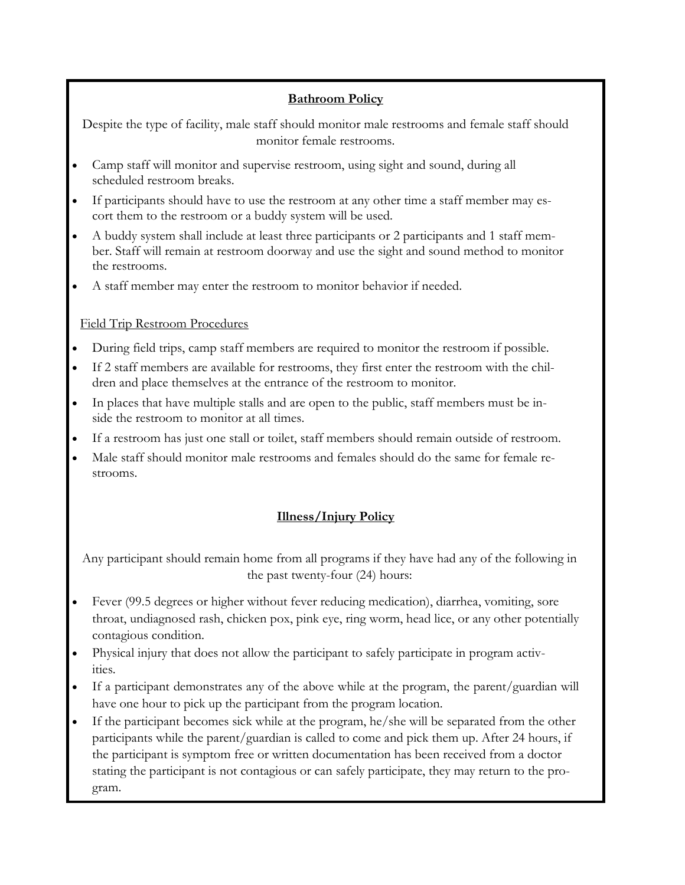## Bathroom Policy

Despite the type of facility, male staff should monitor male restrooms and female staff should monitor female restrooms.

- Camp staff will monitor and supervise restroom, using sight and sound, during all scheduled restroom breaks.
- If participants should have to use the restroom at any other time a staff member may escort them to the restroom or a buddy system will be used.
- A buddy system shall include at least three participants or 2 participants and 1 staff member. Staff will remain at restroom doorway and use the sight and sound method to monitor the restrooms.
- A staff member may enter the restroom to monitor behavior if needed.

### Field Trip Restroom Procedures

- During field trips, camp staff members are required to monitor the restroom if possible.
- If 2 staff members are available for restrooms, they first enter the restroom with the children and place themselves at the entrance of the restroom to monitor.
- In places that have multiple stalls and are open to the public, staff members must be inside the restroom to monitor at all times.
- If a restroom has just one stall or toilet, staff members should remain outside of restroom.
- Male staff should monitor male restrooms and females should do the same for female restrooms.

## Illness/Injury Policy

Any participant should remain home from all programs if they have had any of the following in the past twenty-four (24) hours:

- Fever (99.5 degrees or higher without fever reducing medication), diarrhea, vomiting, sore throat, undiagnosed rash, chicken pox, pink eye, ring worm, head lice, or any other potentially contagious condition.
- Physical injury that does not allow the participant to safely participate in program activities.
- If a participant demonstrates any of the above while at the program, the parent/guardian will have one hour to pick up the participant from the program location.
- If the participant becomes sick while at the program, he/she will be separated from the other participants while the parent/guardian is called to come and pick them up. After 24 hours, if the participant is symptom free or written documentation has been received from a doctor stating the participant is not contagious or can safely participate, they may return to the program.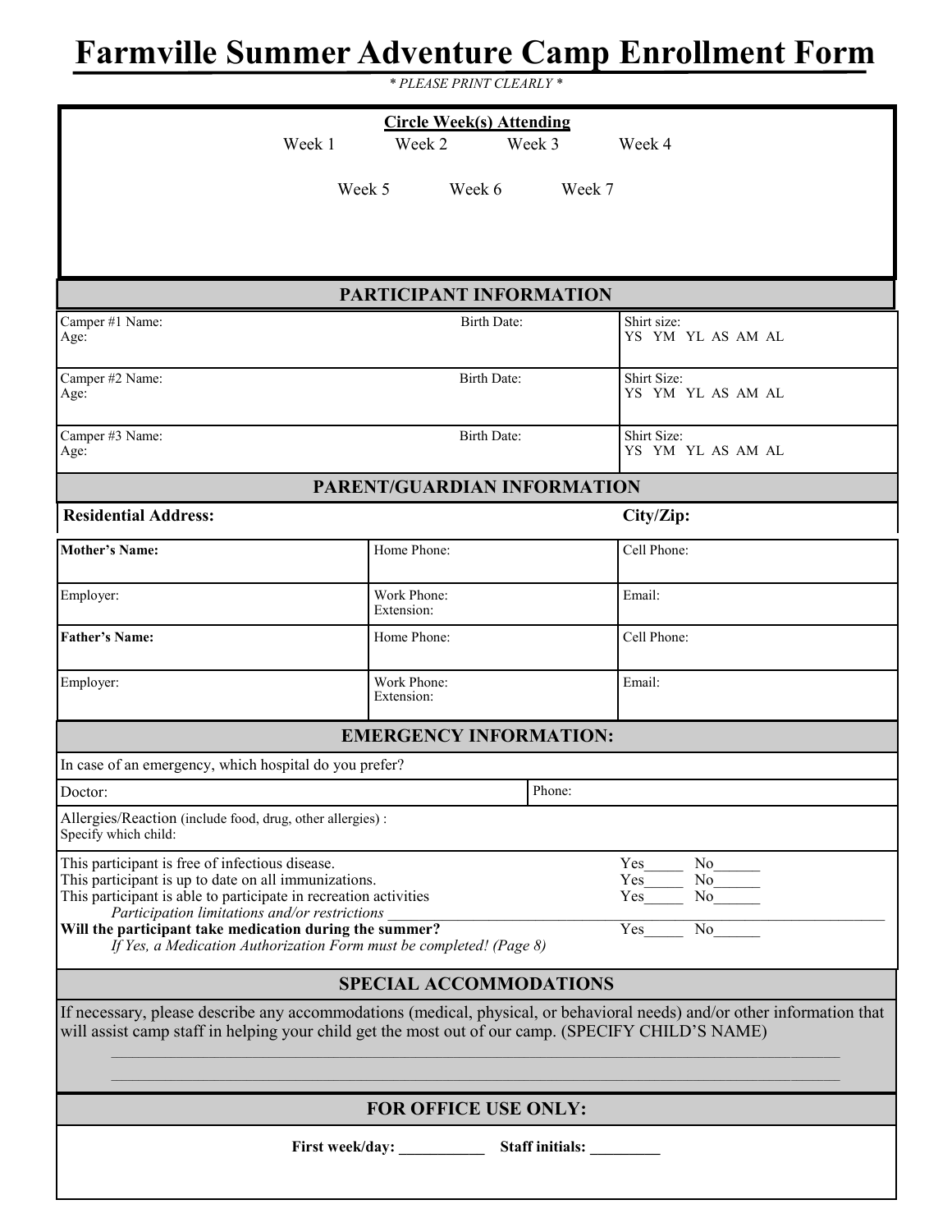# Farmville Summer Adventure Camp Enrollment Form

*\* PLEASE PRINT CLEARLY \**

**Circle Week(s) Attending**

Week 1 Week 2 Week 3 Week 4

Week 5 Week 6 Week 7

## PARTICIPANT INFORMATION

| | | |
|---|---|---|
| Camper #1 Name:<br>Age: | Birth Date: | Shirt size:<br>YS YM YL AS AM AL |
| Camper #2 Name:<br>Age: | Birth Date: | Shirt Size:<br>YS YM YL AS AM AL |
| Camper #3 Name:<br>Age: | Birth Date: | Shirt Size:<br>YS YM YL AS AM AL |

## PARENT/GUARDIAN INFORMATION

| | |
|---|---|
| **Residential Address:** | **City/Zip:** |

| | | |
|---|---|---|
| **Mother's Name:** | Home Phone: | Cell Phone: |
| Employer: | Work Phone:<br>Extension: | Email: |
| **Father's Name:** | Home Phone: | Cell Phone: |
| Employer: | Work Phone:<br>Extension: | Email: |

## EMERGENCY INFORMATION:

In case of an emergency, which hospital do you prefer?

| | |
|---|---|
| Doctor: | Phone: |

Allergies/Reaction (include food, drug, other allergies) :
Specify which child:

| | |
|---|---|
| This participant is free of infectious disease. | Yes_____ No______ |
| This participant is up to date on all immunizations. | Yes_____ No______ |
| This participant is able to participate in recreation activities | Yes_____ No______ |

*Participation limitations and/or restrictions* ____________________________________________

**Will the participant take medication during the summer?** Yes_____ No______

*If Yes, a Medication Authorization Form must be completed! (Page 8)*

## SPECIAL ACCOMMODATIONS

If necessary, please describe any accommodations (medical, physical, or behavioral needs) and/or other information that will assist camp staff in helping your child get the most out of our camp. (SPECIFY CHILD'S NAME)

______________________________________________________________________________

______________________________________________________________________________

## FOR OFFICE USE ONLY:

**First week/day: ___________ Staff initials: _________**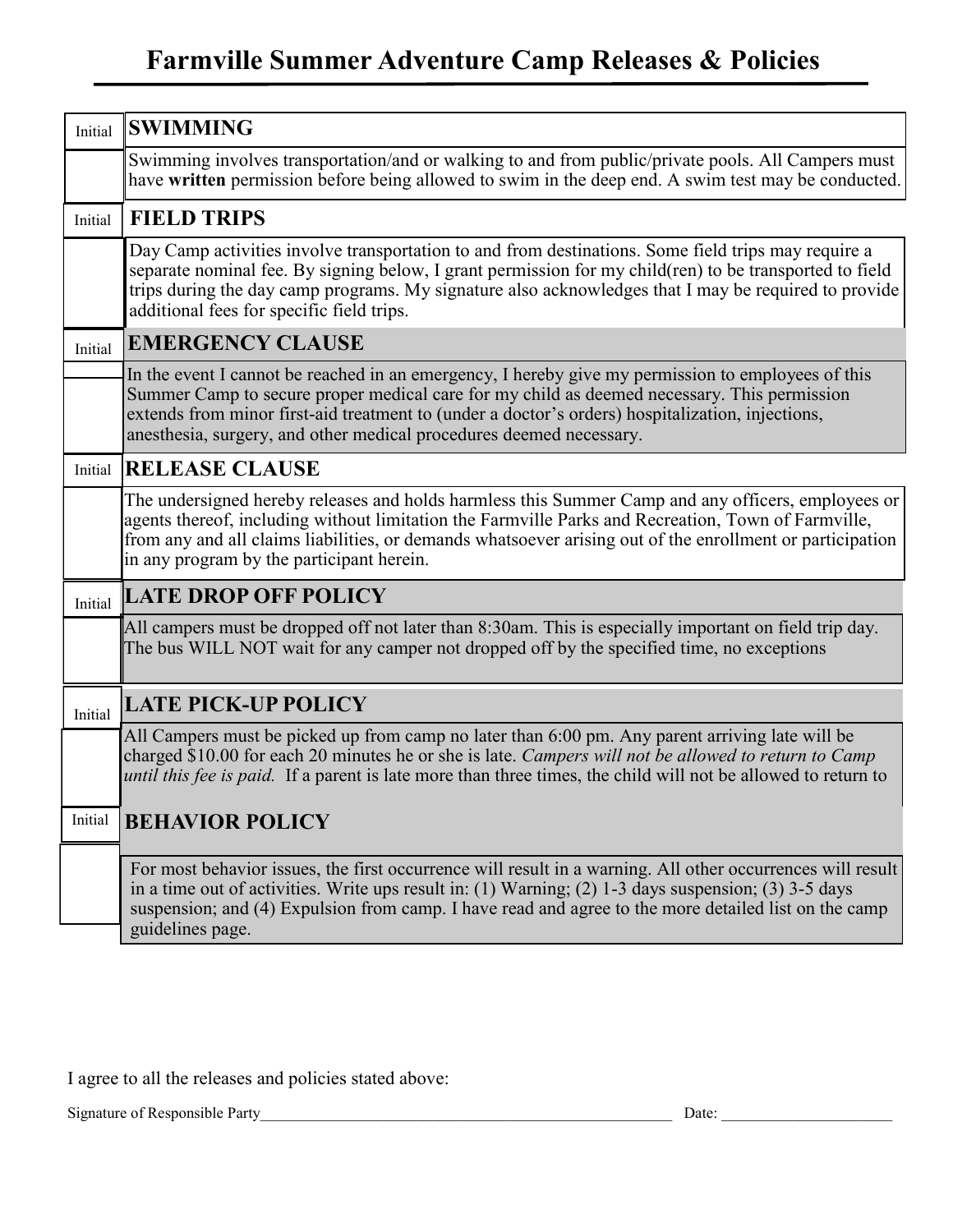# Farmville Summer Adventure Camp Releases & Policies

| Initial | |
|---|---|
| Initial | **SWIMMING** |
| | Swimming involves transportation/and or walking to and from public/private pools. All Campers must have **written** permission before being allowed to swim in the deep end. A swim test may be conducted. |
| Initial | **FIELD TRIPS** |
| | Day Camp activities involve transportation to and from destinations. Some field trips may require a separate nominal fee. By signing below, I grant permission for my child(ren) to be transported to field trips during the day camp programs. My signature also acknowledges that I may be required to provide additional fees for specific field trips. |
| Initial | **EMERGENCY CLAUSE** |
| | In the event I cannot be reached in an emergency, I hereby give my permission to employees of this Summer Camp to secure proper medical care for my child as deemed necessary. This permission extends from minor first-aid treatment to (under a doctor's orders) hospitalization, injections, anesthesia, surgery, and other medical procedures deemed necessary. |
| Initial | **RELEASE CLAUSE** |
| | The undersigned hereby releases and holds harmless this Summer Camp and any officers, employees or agents thereof, including without limitation the Farmville Parks and Recreation, Town of Farmville, from any and all claims liabilities, or demands whatsoever arising out of the enrollment or participation in any program by the participant herein. |
| Initial | **LATE DROP OFF POLICY** |
| | All campers must be dropped off not later than 8:30am. This is especially important on field trip day. The bus WILL NOT wait for any camper not dropped off by the specified time, no exceptions |
| Initial | **LATE PICK-UP POLICY** |
| | All Campers must be picked up from camp no later than 6:00 pm. Any parent arriving late will be charged $10.00 for each 20 minutes he or she is late. *Campers will not be allowed to return to Camp until this fee is paid.* If a parent is late more than three times, the child will not be allowed to return to |
| Initial | **BEHAVIOR POLICY** |
| | For most behavior issues, the first occurrence will result in a warning. All other occurrences will result in a time out of activities. Write ups result in: (1) Warning; (2) 1-3 days suspension; (3) 3-5 days suspension; and (4) Expulsion from camp. I have read and agree to the more detailed list on the camp guidelines page. |

I agree to all the releases and policies stated above:

Signature of Responsible Party\_\_\_\_\_\_\_\_\_\_\_\_\_\_\_\_\_\_\_\_\_\_\_\_\_\_\_\_\_\_\_\_\_\_\_\_\_\_\_\_\_\_\_\_\_\_\_\_ Date: \_\_\_\_\_\_\_\_\_\_\_\_\_\_\_\_\_\_\_\_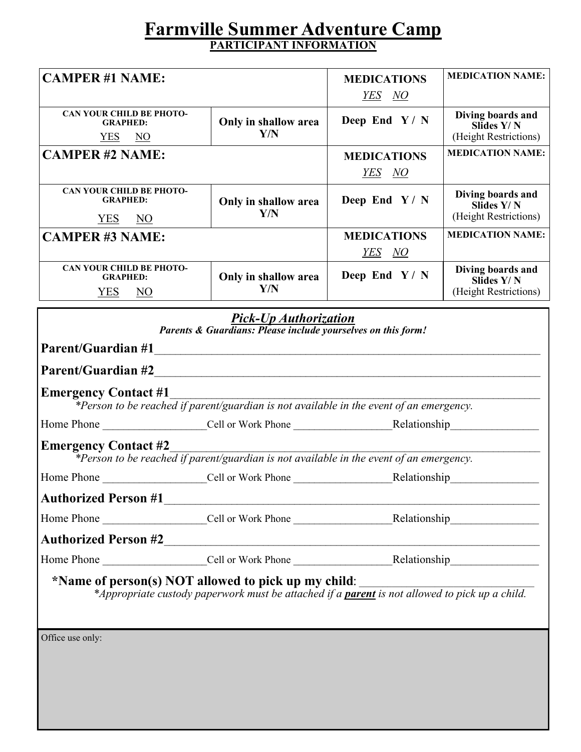# Farmville Summer Adventure Camp

## PARTICIPANT INFORMATION

| **CAMPER #1 NAME:** | | **MEDICATIONS** *YES NO* | **MEDICATION NAME:** |
|---|---|---|---|
| **CAN YOUR CHILD BE PHOTO-GRAPHED:** YES NO | **Only in shallow area Y/N** | **Deep End Y / N** | **Diving boards and Slides Y/ N** (Height Restrictions) |
| **CAMPER #2 NAME:** | | **MEDICATIONS** *YES NO* | **MEDICATION NAME:** |
| **CAN YOUR CHILD BE PHOTO-GRAPHED:** YES NO | **Only in shallow area Y/N** | **Deep End Y / N** | **Diving boards and Slides Y/ N** (Height Restrictions) |
| **CAMPER #3 NAME:** | | **MEDICATIONS** *YES NO* | **MEDICATION NAME:** |
| **CAN YOUR CHILD BE PHOTO-GRAPHED:** YES NO | **Only in shallow area Y/N** | **Deep End Y / N** | **Diving boards and Slides Y/ N** (Height Restrictions) |

## *Pick-Up Authorization*

***Parents & Guardians: Please include yourselves on this form!***

**Parent/Guardian #1**_______________________________________________________________

**Parent/Guardian #2**_______________________________________________________________

**Emergency Contact #1**_____________________________________________________________

*\*Person to be reached if parent/guardian is not available in the event of an emergency.*

Home Phone __________________Cell or Work Phone _________________Relationship________________

**Emergency Contact #2**_____________________________________________________________

*\*Person to be reached if parent/guardian is not available in the event of an emergency.*

Home Phone __________________Cell or Work Phone _________________Relationship________________

**Authorized Person #1**______________________________________________________________

Home Phone __________________Cell or Work Phone _________________Relationship________________

**Authorized Person #2**______________________________________________________________

Home Phone __________________Cell or Work Phone _________________Relationship________________

**\*Name of person(s) NOT allowed to pick up my child**: ____________________________

*\*Appropriate custody paperwork must be attached if a **parent** is not allowed to pick up a child.*

Office use only: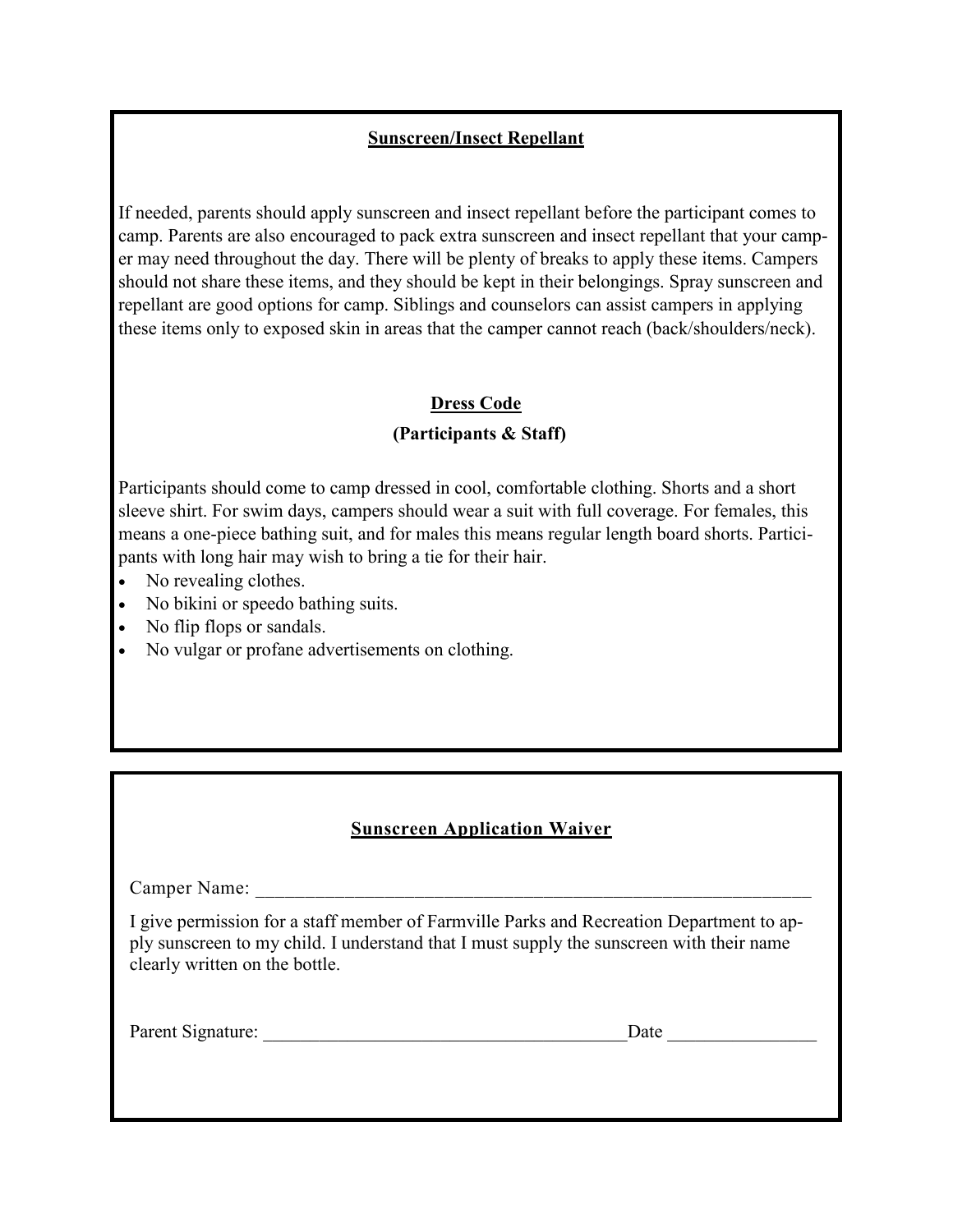## Sunscreen/Insect Repellant

If needed, parents should apply sunscreen and insect repellant before the participant comes to camp. Parents are also encouraged to pack extra sunscreen and insect repellant that your camper may need throughout the day. There will be plenty of breaks to apply these items. Campers should not share these items, and they should be kept in their belongings. Spray sunscreen and repellant are good options for camp. Siblings and counselors can assist campers in applying these items only to exposed skin in areas that the camper cannot reach (back/shoulders/neck).

## Dress Code

### (Participants & Staff)

Participants should come to camp dressed in cool, comfortable clothing. Shorts and a short sleeve shirt. For swim days, campers should wear a suit with full coverage. For females, this means a one-piece bathing suit, and for males this means regular length board shorts. Participants with long hair may wish to bring a tie for their hair.

- No revealing clothes.
- No bikini or speedo bathing suits.
- No flip flops or sandals.
- No vulgar or profane advertisements on clothing.

## Sunscreen Application Waiver

Camper Name: ______________________________________________________________

I give permission for a staff member of Farmville Parks and Recreation Department to apply sunscreen to my child. I understand that I must supply the sunscreen with their name clearly written on the bottle.

Parent Signature: ________________________________________Date _______________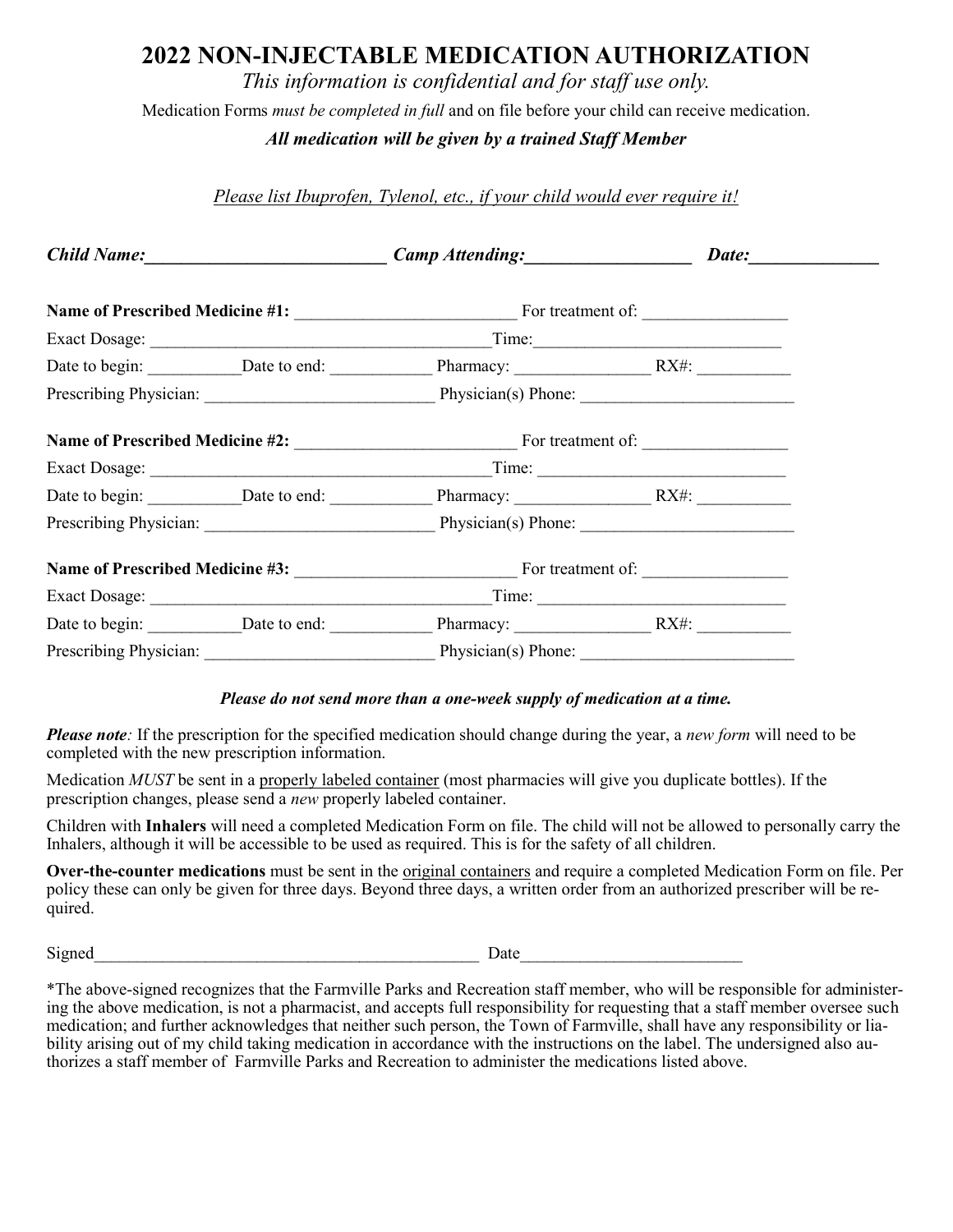# 2022 NON-INJECTABLE MEDICATION AUTHORIZATION

*This information is confidential and for staff use only.*

Medication Forms *must be completed in full* and on file before your child can receive medication.

***All medication will be given by a trained Staff Member***

*Please list Ibuprofen, Tylenol, etc., if your child would ever require it!*

***Child Name:__________________________ Camp Attending:__________________ Date:______________***

**Name of Prescribed Medicine #1:** __________________________ For treatment of: _________________

Exact Dosage: ________________________________________Time:_____________________________

Date to begin: ___________Date to end: ____________ Pharmacy: ________________ RX#: ___________

Prescribing Physician: ___________________________ Physician(s) Phone: _________________________

**Name of Prescribed Medicine #2:** __________________________ For treatment of: _________________

Exact Dosage: ________________________________________Time: _____________________________

Date to begin: ___________Date to end: ____________ Pharmacy: ________________ RX#: ___________

Prescribing Physician: ___________________________ Physician(s) Phone: _________________________

**Name of Prescribed Medicine #3:** __________________________ For treatment of: _________________

Exact Dosage: ________________________________________Time: _____________________________

Date to begin: ___________Date to end: ____________ Pharmacy: ________________ RX#: ___________

Prescribing Physician: ___________________________ Physician(s) Phone: _________________________

***Please do not send more than a one-week supply of medication at a time.***

***Please note**:* If the prescription for the specified medication should change during the year, a *new form* will need to be completed with the new prescription information.

Medication *MUST* be sent in a properly labeled container (most pharmacies will give you duplicate bottles). If the prescription changes, please send a *new* properly labeled container.

Children with **Inhalers** will need a completed Medication Form on file. The child will not be allowed to personally carry the Inhalers, although it will be accessible to be used as required. This is for the safety of all children.

**Over-the-counter medications** must be sent in the original containers and require a completed Medication Form on file. Per policy these can only be given for three days. Beyond three days, a written order from an authorized prescriber will be required.

Signed______________________________________________ Date__________________________

*The above-signed recognizes that the Farmville Parks and Recreation staff member, who will be responsible for administering the above medication, is not a pharmacist, and accepts full responsibility for requesting that a staff member oversee such medication; and further acknowledges that neither such person, the Town of Farmville, shall have any responsibility or liability arising out of my child taking medication in accordance with the instructions on the label. The undersigned also authorizes a staff member of Farmville Parks and Recreation to administer the medications listed above.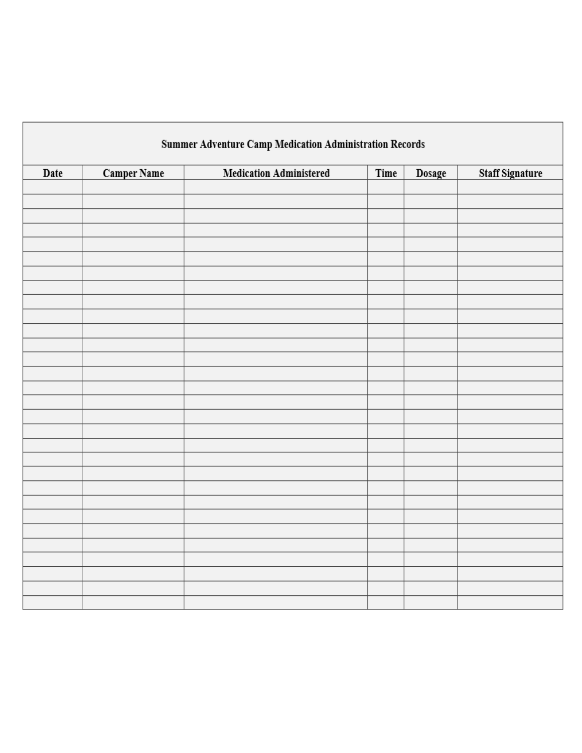**Summer Adventure Camp Medication Administration Records**

| Date | Camper Name | Medication Administered | Time | Dosage | Staff Signature |
|---|---|---|---|---|---|
| | | | | | |
| | | | | | |
| | | | | | |
| | | | | | |
| | | | | | |
| | | | | | |
| | | | | | |
| | | | | | |
| | | | | | |
| | | | | | |
| | | | | | |
| | | | | | |
| | | | | | |
| | | | | | |
| | | | | | |
| | | | | | |
| | | | | | |
| | | | | | |
| | | | | | |
| | | | | | |
| | | | | | |
| | | | | | |
| | | | | | |
| | | | | | |
| | | | | | |
| | | | | | |
| | | | | | |
| | | | | | |
| | | | | | |
| | | | | | |